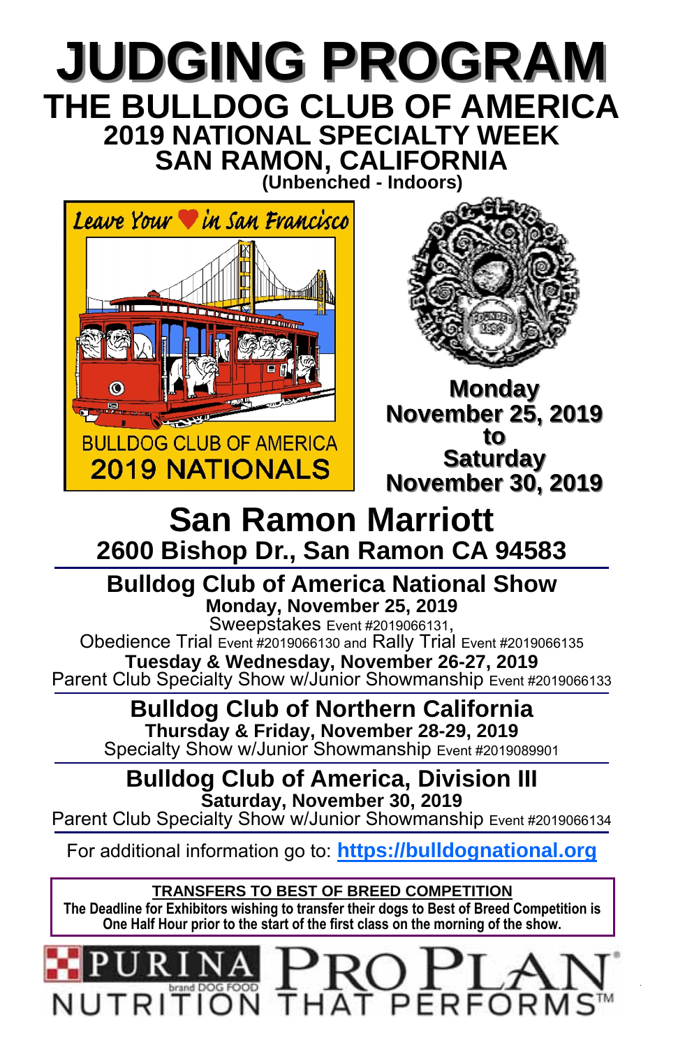# JUDGING PROGRAM

## THE BULLDOG CLUB OF AMERICA

### 2019 NATIONAL SPECIALTY WEEK

### SAN RAMON, CALIFORNIA

**(Unbenched - Indoors)**

Leave Your ♥ in San Francisco

BULLDOG CLUB OF AMERICA

2019 NATIONALS

**Monday**
**November 25, 2019**
**to**
**Saturday**
**November 30, 2019**

## San Ramon Marriott

### 2600 Bishop Dr., San Ramon CA 94583

---

### Bulldog Club of America National Show

**Monday, November 25, 2019**

Sweepstakes Event #2019066131,

Obedience Trial Event #2019066130 and Rally Trial Event #2019066135

**Tuesday & Wednesday, November 26-27, 2019**

Parent Club Specialty Show w/Junior Showmanship Event #2019066133

---

### Bulldog Club of Northern California

**Thursday & Friday, November 28-29, 2019**

Specialty Show w/Junior Showmanship Event #2019089901

---

### Bulldog Club of America, Division III

**Saturday, November 30, 2019**

Parent Club Specialty Show w/Junior Showmanship Event #2019066134

---

For additional information go to: **https://bulldognational.org**

**TRANSFERS TO BEST OF BREED COMPETITION**

**The Deadline for Exhibitors wishing to transfer their dogs to Best of Breed Competition is One Half Hour prior to the start of the first class on the morning of the show.**

PURINA PRO PLAN
NUTRITION THAT PERFORMS™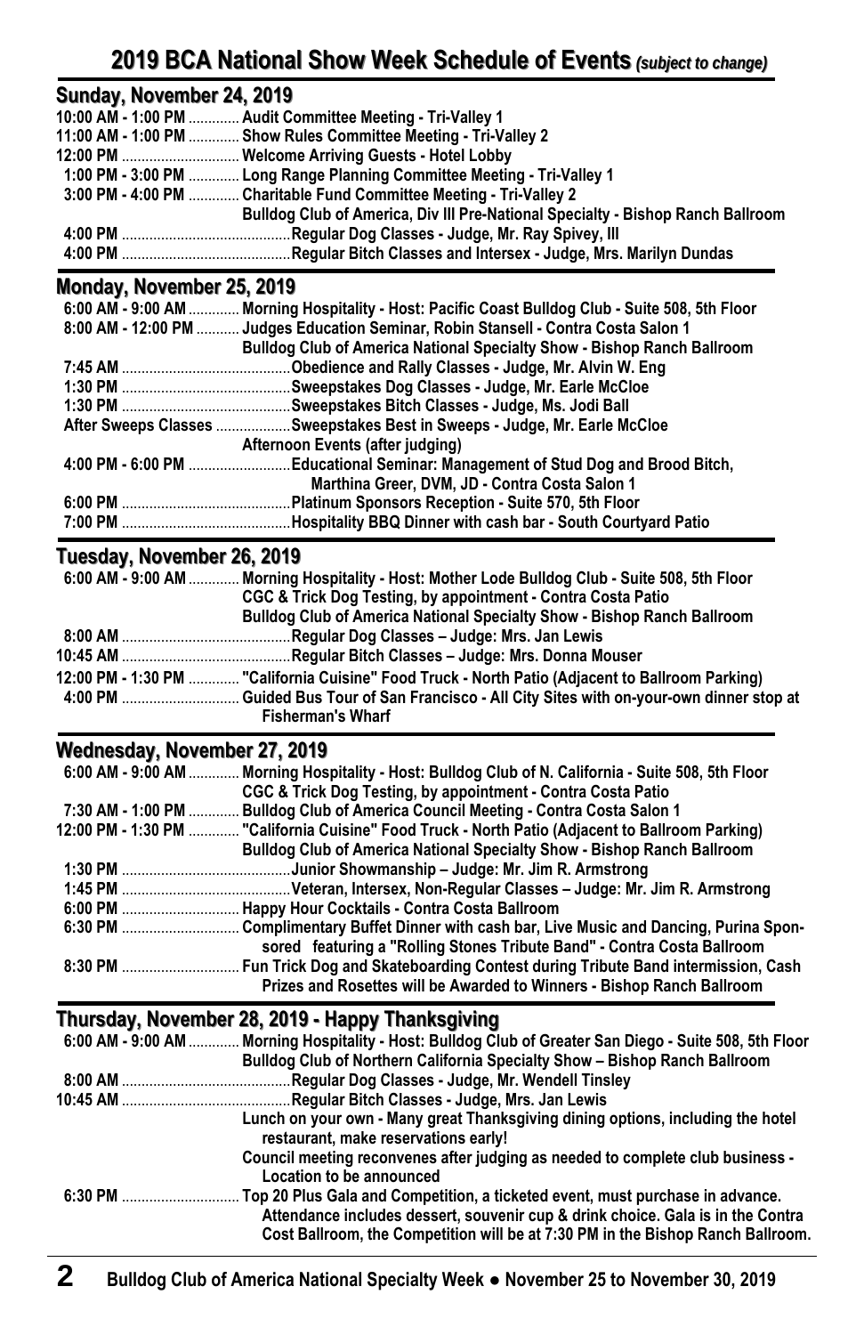# 2019 BCA National Show Week Schedule of Events *(subject to change)*

## Sunday, November 24, 2019

**10:00 AM - 1:00 PM** ............ Audit Committee Meeting - Tri-Valley 1
**11:00 AM - 1:00 PM** ............ Show Rules Committee Meeting - Tri-Valley 2
**12:00 PM** ............................. Welcome Arriving Guests - Hotel Lobby
**1:00 PM - 3:00 PM** ............ Long Range Planning Committee Meeting - Tri-Valley 1
**3:00 PM - 4:00 PM** ............ Charitable Fund Committee Meeting - Tri-Valley 2

**Bulldog Club of America, Div III Pre-National Specialty - Bishop Ranch Ballroom**

**4:00 PM** ........................................ Regular Dog Classes - Judge, Mr. Ray Spivey, III
**4:00 PM** ........................................ Regular Bitch Classes and Intersex - Judge, Mrs. Marilyn Dundas

## Monday, November 25, 2019

**6:00 AM - 9:00 AM** ............ Morning Hospitality - Host: Pacific Coast Bulldog Club - Suite 508, 5th Floor
**8:00 AM - 12:00 PM** .......... Judges Education Seminar, Robin Stansell - Contra Costa Salon 1

**Bulldog Club of America National Specialty Show - Bishop Ranch Ballroom**

**7:45 AM** ........................................ Obedience and Rally Classes - Judge, Mr. Alvin W. Eng
**1:30 PM** ........................................ Sweepstakes Dog Classes - Judge, Mr. Earle McCloe
**1:30 PM** ........................................ Sweepstakes Bitch Classes - Judge, Ms. Jodi Ball
**After Sweeps Classes** .................. Sweepstakes Best in Sweeps - Judge, Mr. Earle McCloe

**Afternoon Events (after judging)**

**4:00 PM - 6:00 PM** .......................... Educational Seminar: Management of Stud Dog and Brood Bitch, Marthina Greer, DVM, JD - Contra Costa Salon 1
**6:00 PM** ........................................ Platinum Sponsors Reception - Suite 570, 5th Floor
**7:00 PM** ........................................ Hospitality BBQ Dinner with cash bar - South Courtyard Patio

## Tuesday, November 26, 2019

**6:00 AM - 9:00 AM** ............ Morning Hospitality - Host: Mother Lode Bulldog Club - Suite 508, 5th Floor

CGC & Trick Dog Testing, by appointment - Contra Costa Patio

**Bulldog Club of America National Specialty Show - Bishop Ranch Ballroom**

**8:00 AM** ........................................ Regular Dog Classes – Judge: Mrs. Jan Lewis
**10:45 AM** ...................................... Regular Bitch Classes – Judge: Mrs. Donna Mouser
**12:00 PM - 1:30 PM** ............ "California Cuisine" Food Truck - North Patio (Adjacent to Ballroom Parking)
**4:00 PM** ............................. Guided Bus Tour of San Francisco - All City Sites with on-your-own dinner stop at Fisherman's Wharf

## Wednesday, November 27, 2019

**6:00 AM - 9:00 AM** ............ Morning Hospitality - Host: Bulldog Club of N. California - Suite 508, 5th Floor

CGC & Trick Dog Testing, by appointment - Contra Costa Patio

**7:30 AM - 1:00 PM** ............ Bulldog Club of America Council Meeting - Contra Costa Salon 1
**12:00 PM - 1:30 PM** ............ "California Cuisine" Food Truck - North Patio (Adjacent to Ballroom Parking)

**Bulldog Club of America National Specialty Show - Bishop Ranch Ballroom**

**1:30 PM** ........................................ Junior Showmanship – Judge: Mr. Jim R. Armstrong
**1:45 PM** ........................................ Veteran, Intersex, Non-Regular Classes – Judge: Mr. Jim R. Armstrong
**6:00 PM** ............................. Happy Hour Cocktails - Contra Costa Ballroom
**6:30 PM** ............................. Complimentary Buffet Dinner with cash bar, Live Music and Dancing, Purina Sponsored featuring a "Rolling Stones Tribute Band" - Contra Costa Ballroom
**8:30 PM** ............................. Fun Trick Dog and Skateboarding Contest during Tribute Band intermission, Cash Prizes and Rosettes will be Awarded to Winners - Bishop Ranch Ballroom

## Thursday, November 28, 2019 - Happy Thanksgiving

**6:00 AM - 9:00 AM** ............ Morning Hospitality - Host: Bulldog Club of Greater San Diego - Suite 508, 5th Floor

**Bulldog Club of Northern California Specialty Show – Bishop Ranch Ballroom**

**8:00 AM** ........................................ Regular Dog Classes - Judge, Mr. Wendell Tinsley
**10:45 AM** ...................................... Regular Bitch Classes - Judge, Mrs. Jan Lewis

Lunch on your own - Many great Thanksgiving dining options, including the hotel restaurant, make reservations early!

Council meeting reconvenes after judging as needed to complete club business - Location to be announced

**6:30 PM** ............................. Top 20 Plus Gala and Competition, a ticketed event, must purchase in advance. Attendance includes dessert, souvenir cup & drink choice. Gala is in the Contra Cost Ballroom, the Competition will be at 7:30 PM in the Bishop Ranch Ballroom.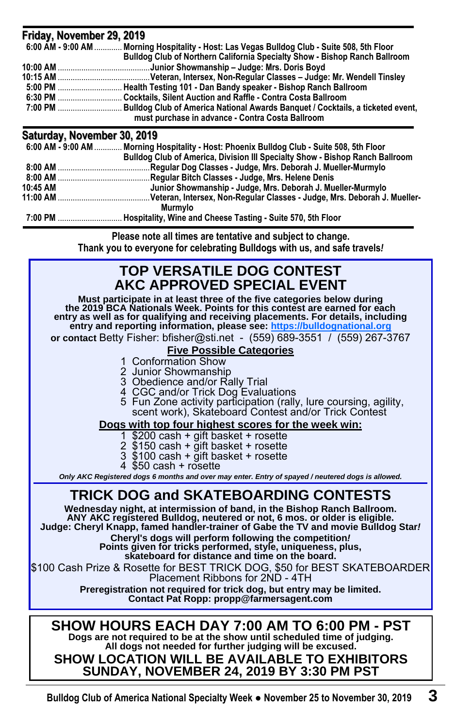## Friday, November 29, 2019

- **6:00 AM - 9:00 AM** ............ **Morning Hospitality - Host: Las Vegas Bulldog Club - Suite 508, 5th Floor**
  **Bulldog Club of Northern California Specialty Show - Bishop Ranch Ballroom**
- **10:00 AM** ............ **Junior Showmanship – Judge: Mrs. Doris Boyd**
- **10:15 AM** ............ **Veteran, Intersex, Non-Regular Classes – Judge: Mr. Wendell Tinsley**
- **5:00 PM** ............ **Health Testing 101 - Dan Bandy speaker - Bishop Ranch Ballroom**
- **6:30 PM** ............ **Cocktails, Silent Auction and Raffle - Contra Costa Ballroom**
- **7:00 PM** ............ **Bulldog Club of America National Awards Banquet / Cocktails, a ticketed event, must purchase in advance - Contra Costa Ballroom**

## Saturday, November 30, 2019

- **6:00 AM - 9:00 AM** ............ **Morning Hospitality - Host: Phoenix Bulldog Club - Suite 508, 5th Floor**
  **Bulldog Club of America, Division III Specialty Show - Bishop Ranch Ballroom**
- **8:00 AM** ............ **Regular Dog Classes - Judge, Mrs. Deborah J. Mueller-Murmylo**
- **8:00 AM** ............ **Regular Bitch Classes - Judge, Mrs. Helene Denis**
- **10:45 AM** **Junior Showmanship - Judge, Mrs. Deborah J. Mueller-Murmylo**
- **11:00 AM** ............ **Veteran, Intersex, Non-Regular Classes - Judge, Mrs. Deborah J. Mueller-Murmylo**
- **7:00 PM** ............ **Hospitality, Wine and Cheese Tasting - Suite 570, 5th Floor**

**Please note all times are tentative and subject to change.**
**Thank you to everyone for celebrating Bulldogs with us, and safe travels!**

## TOP VERSATILE DOG CONTEST
## AKC APPROVED SPECIAL EVENT

**Must participate in at least three of the five categories below during the 2019 BCA Nationals Week. Points for this contest are earned for each entry as well as for qualifying and receiving placements. For details, including entry and reporting information, please see: https://bulldognational.org**

**or contact** Betty Fisher: bfisher@sti.net - (559) 689-3551 / (559) 267-3767

**Five Possible Categories**

1. Conformation Show
2. Junior Showmanship
3. Obedience and/or Rally Trial
4. CGC and/or Trick Dog Evaluations
5. Fun Zone activity participation (rally, lure coursing, agility, scent work), Skateboard Contest and/or Trick Contest

**Dogs with top four highest scores for the week win:**

1. $200 cash + gift basket + rosette
2. $150 cash + gift basket + rosette
3. $100 cash + gift basket + rosette
4. $50 cash + rosette

***Only AKC Registered dogs 6 months and over may enter. Entry of spayed / neutered dogs is allowed.***

## TRICK DOG and SKATEBOARDING CONTESTS

**Wednesday night, at intermission of band, in the Bishop Ranch Ballroom. ANY AKC registered Bulldog, neutered or not, 6 mos. or older is eligible. Judge: Cheryl Knapp, famed handler-trainer of Gabe the TV and movie Bulldog Star!**

**Cheryl's dogs will perform following the competition! Points given for tricks performed, style, uniqueness, plus, skateboard for distance and time on the board.**

$100 Cash Prize & Rosette for BEST TRICK DOG, $50 for BEST SKATEBOARDER
Placement Ribbons for 2ND - 4TH

**Preregistration not required for trick dog, but entry may be limited.**
**Contact Pat Ropp: propp@farmersagent.com**

## SHOW HOURS EACH DAY 7:00 AM TO 6:00 PM - PST

**Dogs are not required to be at the show until scheduled time of judging.**
**All dogs not needed for further judging will be excused.**

## SHOW LOCATION WILL BE AVAILABLE TO EXHIBITORS SUNDAY, NOVEMBER 24, 2019 BY 3:30 PM PST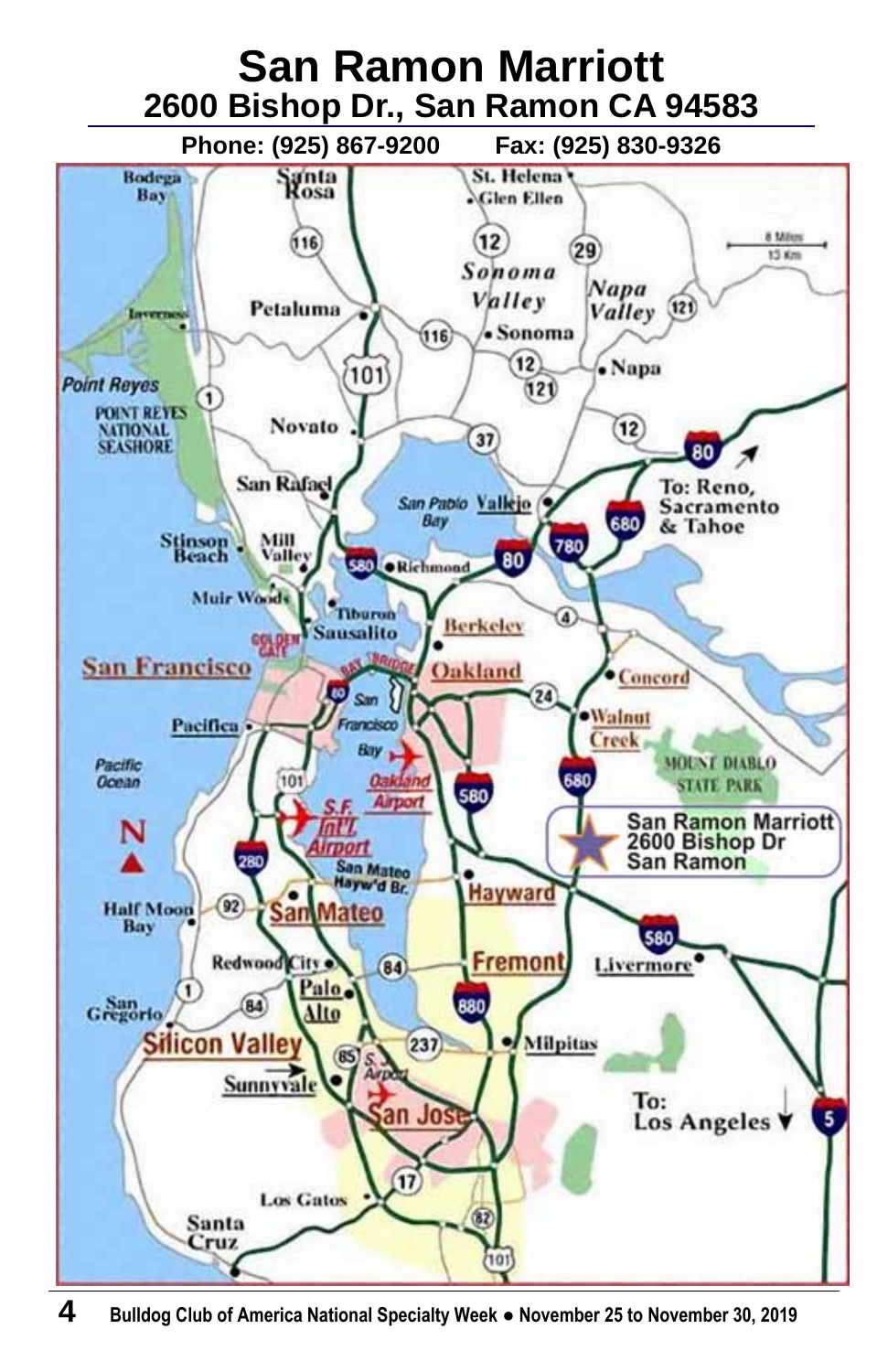# San Ramon Marriott

## 2600 Bishop Dr., San Ramon CA 94583

Phone: (925) 867-9200 Fax: (925) 830-9326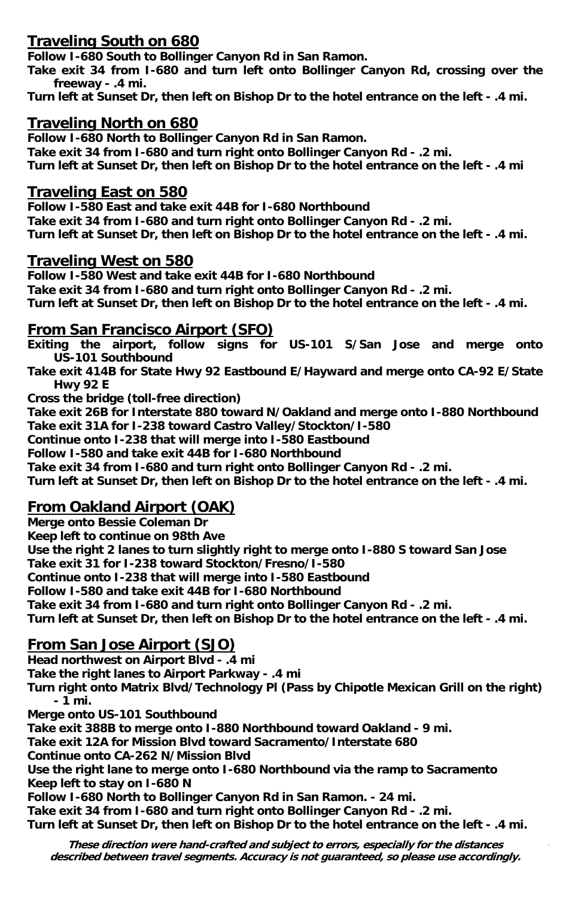## Traveling South on 680

**Follow I-680 South to Bollinger Canyon Rd in San Ramon.**
**Take exit 34 from I-680 and turn left onto Bollinger Canyon Rd, crossing over the freeway - .4 mi.**
**Turn left at Sunset Dr, then left on Bishop Dr to the hotel entrance on the left - .4 mi.**

## Traveling North on 680

**Follow I-680 North to Bollinger Canyon Rd in San Ramon.**
**Take exit 34 from I-680 and turn right onto Bollinger Canyon Rd - .2 mi.**
**Turn left at Sunset Dr, then left on Bishop Dr to the hotel entrance on the left - .4 mi**

## Traveling East on 580

**Follow I-580 East and take exit 44B for I-680 Northbound**
**Take exit 34 from I-680 and turn right onto Bollinger Canyon Rd - .2 mi.**
**Turn left at Sunset Dr, then left on Bishop Dr to the hotel entrance on the left - .4 mi.**

## Traveling West on 580

**Follow I-580 West and take exit 44B for I-680 Northbound**
**Take exit 34 from I-680 and turn right onto Bollinger Canyon Rd - .2 mi.**
**Turn left at Sunset Dr, then left on Bishop Dr to the hotel entrance on the left - .4 mi.**

## From San Francisco Airport (SFO)

**Exiting the airport, follow signs for US-101 S/San Jose and merge onto US-101 Southbound**
**Take exit 414B for State Hwy 92 Eastbound E/Hayward and merge onto CA-92 E/State Hwy 92 E**
**Cross the bridge (toll-free direction)**
**Take exit 26B for Interstate 880 toward N/Oakland and merge onto I-880 Northbound**
**Take exit 31A for I-238 toward Castro Valley/Stockton/I-580**
**Continue onto I-238 that will merge into I-580 Eastbound**
**Follow I-580 and take exit 44B for I-680 Northbound**
**Take exit 34 from I-680 and turn right onto Bollinger Canyon Rd - .2 mi.**
**Turn left at Sunset Dr, then left on Bishop Dr to the hotel entrance on the left - .4 mi.**

## From Oakland Airport (OAK)

**Merge onto Bessie Coleman Dr**
**Keep left to continue on 98th Ave**
**Use the right 2 lanes to turn slightly right to merge onto I-880 S toward San Jose**
**Take exit 31 for I-238 toward Stockton/Fresno/I-580**
**Continue onto I-238 that will merge into I-580 Eastbound**
**Follow I-580 and take exit 44B for I-680 Northbound**
**Take exit 34 from I-680 and turn right onto Bollinger Canyon Rd - .2 mi.**
**Turn left at Sunset Dr, then left on Bishop Dr to the hotel entrance on the left - .4 mi.**

## From San Jose Airport (SJO)

**Head northwest on Airport Blvd - .4 mi**
**Take the right lanes to Airport Parkway - .4 mi**
**Turn right onto Matrix Blvd/Technology Pl (Pass by Chipotle Mexican Grill on the right) - 1 mi.**
**Merge onto US-101 Southbound**
**Take exit 388B to merge onto I-880 Northbound toward Oakland - 9 mi.**
**Take exit 12A for Mission Blvd toward Sacramento/Interstate 680**
**Continue onto CA-262 N/Mission Blvd**
**Use the right lane to merge onto I-680 Northbound via the ramp to Sacramento**
**Keep left to stay on I-680 N**
**Follow I-680 North to Bollinger Canyon Rd in San Ramon. - 24 mi.**
**Take exit 34 from I-680 and turn right onto Bollinger Canyon Rd - .2 mi.**
**Turn left at Sunset Dr, then left on Bishop Dr to the hotel entrance on the left - .4 mi.**

***These direction were hand-crafted and subject to errors, especially for the distances described between travel segments. Accuracy is not guaranteed, so please use accordingly.***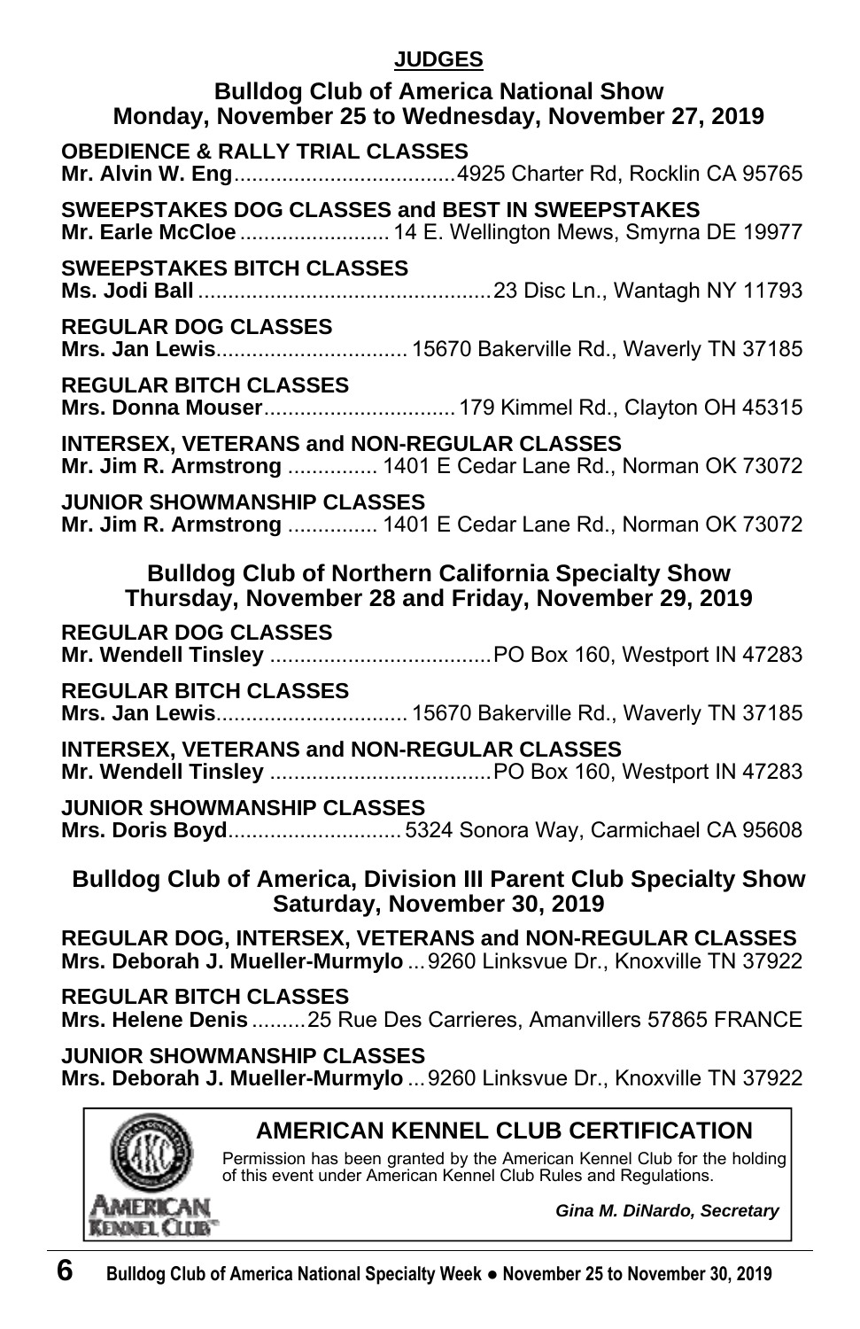## JUDGES

### Bulldog Club of America National Show
### Monday, November 25 to Wednesday, November 27, 2019

**OBEDIENCE & RALLY TRIAL CLASSES**
**Mr. Alvin W. Eng**....................................4925 Charter Rd, Rocklin CA 95765

**SWEEPSTAKES DOG CLASSES and BEST IN SWEEPSTAKES**
**Mr. Earle McCloe**......................... 14 E. Wellington Mews, Smyrna DE 19977

**SWEEPSTAKES BITCH CLASSES**
**Ms. Jodi Ball**................................................23 Disc Ln., Wantagh NY 11793

**REGULAR DOG CLASSES**
**Mrs. Jan Lewis**................................ 15670 Bakerville Rd., Waverly TN 37185

**REGULAR BITCH CLASSES**
**Mrs. Donna Mouser**................................ 179 Kimmel Rd., Clayton OH 45315

**INTERSEX, VETERANS and NON-REGULAR CLASSES**
**Mr. Jim R. Armstrong** ............... 1401 E Cedar Lane Rd., Norman OK 73072

**JUNIOR SHOWMANSHIP CLASSES**
**Mr. Jim R. Armstrong** ............... 1401 E Cedar Lane Rd., Norman OK 73072

### Bulldog Club of Northern California Specialty Show
### Thursday, November 28 and Friday, November 29, 2019

**REGULAR DOG CLASSES**
**Mr. Wendell Tinsley** .....................................PO Box 160, Westport IN 47283

**REGULAR BITCH CLASSES**
**Mrs. Jan Lewis**................................ 15670 Bakerville Rd., Waverly TN 37185

**INTERSEX, VETERANS and NON-REGULAR CLASSES**
**Mr. Wendell Tinsley** .....................................PO Box 160, Westport IN 47283

**JUNIOR SHOWMANSHIP CLASSES**
**Mrs. Doris Boyd**............................. 5324 Sonora Way, Carmichael CA 95608

### Bulldog Club of America, Division III Parent Club Specialty Show
### Saturday, November 30, 2019

**REGULAR DOG, INTERSEX, VETERANS and NON-REGULAR CLASSES**
**Mrs. Deborah J. Mueller-Murmylo** ... 9260 Linksvue Dr., Knoxville TN 37922

**REGULAR BITCH CLASSES**
**Mrs. Helene Denis**.........25 Rue Des Carrieres, Amanvillers 57865 FRANCE

**JUNIOR SHOWMANSHIP CLASSES**
**Mrs. Deborah J. Mueller-Murmylo** ... 9260 Linksvue Dr., Knoxville TN 37922

---

**AMERICAN KENNEL CLUB CERTIFICATION**

Permission has been granted by the American Kennel Club for the holding of this event under American Kennel Club Rules and Regulations.

***Gina M. DiNardo, Secretary***

AMERICAN KENNEL CLUB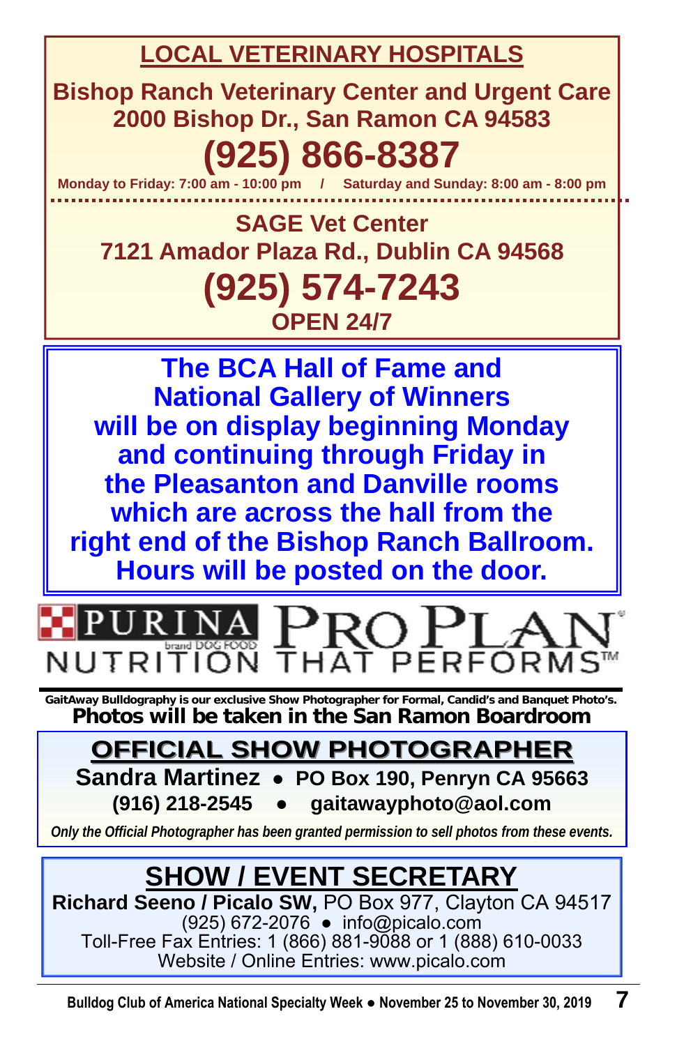## LOCAL VETERINARY HOSPITALS

**Bishop Ranch Veterinary Center and Urgent Care**
**2000 Bishop Dr., San Ramon CA 94583**

**(925) 866-8387**

**Monday to Friday: 7:00 am - 10:00 pm / Saturday and Sunday: 8:00 am - 8:00 pm**

**SAGE Vet Center**
**7121 Amador Plaza Rd., Dublin CA 94568**

**(925) 574-7243**

**OPEN 24/7**

---

**The BCA Hall of Fame and National Gallery of Winners will be on display beginning Monday and continuing through Friday in the Pleasanton and Danville rooms which are across the hall from the right end of the Bishop Ranch Ballroom. Hours will be posted on the door.**

---

PURINA brand DOG FOOD PRO PLAN®
NUTRITION THAT PERFORMS™

**GaitAway Bulldography is our exclusive Show Photographer for Formal, Candid's and Banquet Photo's.**
**Photos will be taken in the San Ramon Boardroom**

## OFFICIAL SHOW PHOTOGRAPHER

**Sandra Martinez • PO Box 190, Penryn CA 95663**
**(916) 218-2545 • gaitawayphoto@aol.com**

*Only the Official Photographer has been granted permission to sell photos from these events.*

## SHOW / EVENT SECRETARY

**Richard Seeno / Picalo SW,** PO Box 977, Clayton CA 94517
(925) 672-2076 • info@picalo.com
Toll-Free Fax Entries: 1 (866) 881-9088 or 1 (888) 610-0033
Website / Online Entries: www.picalo.com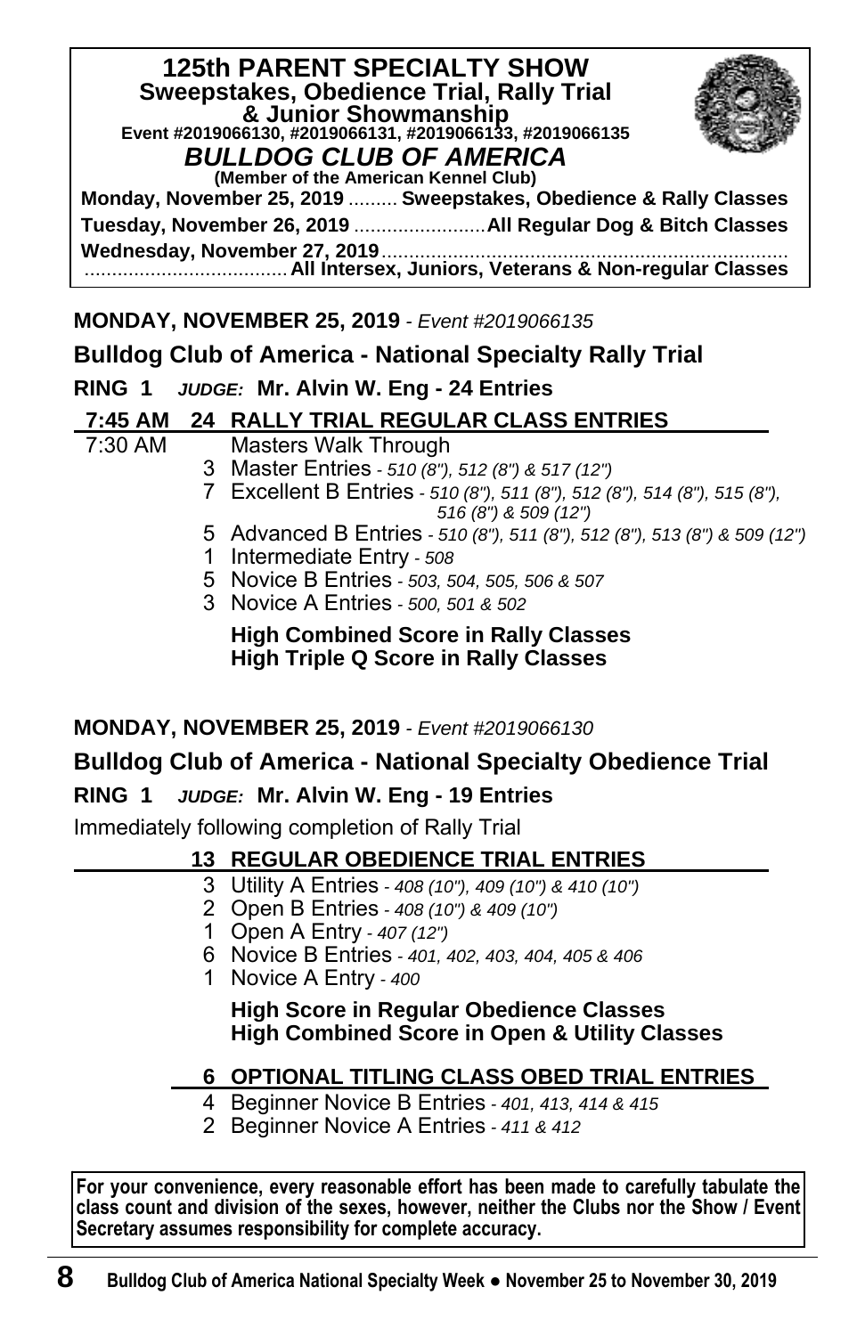**125th PARENT SPECIALTY SHOW**
**Sweepstakes, Obedience Trial, Rally Trial & Junior Showmanship**
**Event #2019066130, #2019066131, #2019066133, #2019066135**
***BULLDOG CLUB OF AMERICA***
**(Member of the American Kennel Club)**

**Monday, November 25, 2019** ......... **Sweepstakes, Obedience & Rally Classes**
**Tuesday, November 26, 2019** ........................ **All Regular Dog & Bitch Classes**
**Wednesday, November 27, 2019** ........................................ **All Intersex, Juniors, Veterans & Non-regular Classes**

## MONDAY, NOVEMBER 25, 2019 - *Event #2019066135*

## Bulldog Club of America - National Specialty Rally Trial

**RING 1** ***JUDGE:*** **Mr. Alvin W. Eng - 24 Entries**

**7:45 AM 24 RALLY TRIAL REGULAR CLASS ENTRIES**

7:30 AM Masters Walk Through

- 3 Master Entries - *510 (8"), 512 (8") & 517 (12")*
- 7 Excellent B Entries - *510 (8"), 511 (8"), 512 (8"), 514 (8"), 515 (8"), 516 (8") & 509 (12")*
- 5 Advanced B Entries - *510 (8"), 511 (8"), 512 (8"), 513 (8") & 509 (12")*
- 1 Intermediate Entry - *508*
- 5 Novice B Entries - *503, 504, 505, 506 & 507*
- 3 Novice A Entries - *500, 501 & 502*

**High Combined Score in Rally Classes**
**High Triple Q Score in Rally Classes**

## MONDAY, NOVEMBER 25, 2019 - *Event #2019066130*

## Bulldog Club of America - National Specialty Obedience Trial

**RING 1** ***JUDGE:*** **Mr. Alvin W. Eng - 19 Entries**

Immediately following completion of Rally Trial

**13 REGULAR OBEDIENCE TRIAL ENTRIES**

- 3 Utility A Entries - *408 (10"), 409 (10") & 410 (10")*
- 2 Open B Entries - *408 (10") & 409 (10")*
- 1 Open A Entry - *407 (12")*
- 6 Novice B Entries - *401, 402, 403, 404, 405 & 406*
- 1 Novice A Entry - *400*

**High Score in Regular Obedience Classes**
**High Combined Score in Open & Utility Classes**

**6 OPTIONAL TITLING CLASS OBED TRIAL ENTRIES**

- 4 Beginner Novice B Entries - *401, 413, 414 & 415*
- 2 Beginner Novice A Entries - *411 & 412*

**For your convenience, every reasonable effort has been made to carefully tabulate the class count and division of the sexes, however, neither the Clubs nor the Show / Event Secretary assumes responsibility for complete accuracy.**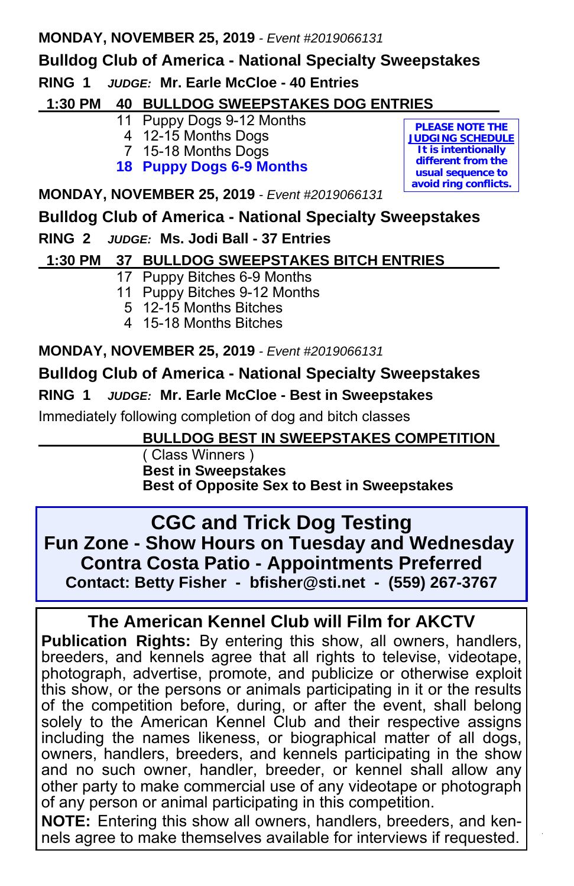**MONDAY, NOVEMBER 25, 2019** - *Event #2019066131*

**Bulldog Club of America - National Specialty Sweepstakes**

**RING 1** ***JUDGE:*** **Mr. Earle McCloe - 40 Entries**

**1:30 PM 40 BULLDOG SWEEPSTAKES DOG ENTRIES**

- 11 Puppy Dogs 9-12 Months
- 4 12-15 Months Dogs
- 7 15-18 Months Dogs
- **18 Puppy Dogs 6-9 Months**

**PLEASE NOTE THE JUDGING SCHEDULE It is intentionally different from the usual sequence to avoid ring conflicts.**

**MONDAY, NOVEMBER 25, 2019** - *Event #2019066131*

**Bulldog Club of America - National Specialty Sweepstakes**

**RING 2** ***JUDGE:*** **Ms. Jodi Ball - 37 Entries**

**1:30 PM 37 BULLDOG SWEEPSTAKES BITCH ENTRIES**

- 17 Puppy Bitches 6-9 Months
- 11 Puppy Bitches 9-12 Months
- 5 12-15 Months Bitches
- 4 15-18 Months Bitches

**MONDAY, NOVEMBER 25, 2019** - *Event #2019066131*

**Bulldog Club of America - National Specialty Sweepstakes**

**RING 1** ***JUDGE:*** **Mr. Earle McCloe - Best in Sweepstakes**

Immediately following completion of dog and bitch classes

**BULLDOG BEST IN SWEEPSTAKES COMPETITION**

( Class Winners )
**Best in Sweepstakes**
**Best of Opposite Sex to Best in Sweepstakes**

## CGC and Trick Dog Testing

**Fun Zone - Show Hours on Tuesday and Wednesday**
**Contra Costa Patio - Appointments Preferred**
**Contact: Betty Fisher - bfisher@sti.net - (559) 267-3767**

## The American Kennel Club will Film for AKCTV

**Publication Rights:** By entering this show, all owners, handlers, breeders, and kennels agree that all rights to televise, videotape, photograph, advertise, promote, and publicize or otherwise exploit this show, or the persons or animals participating in it or the results of the competition before, during, or after the event, shall belong solely to the American Kennel Club and their respective assigns including the names likeness, or biographical matter of all dogs, owners, handlers, breeders, and kennels participating in the show and no such owner, handler, breeder, or kennel shall allow any other party to make commercial use of any videotape or photograph of any person or animal participating in this competition.

**NOTE:** Entering this show all owners, handlers, breeders, and kennels agree to make themselves available for interviews if requested.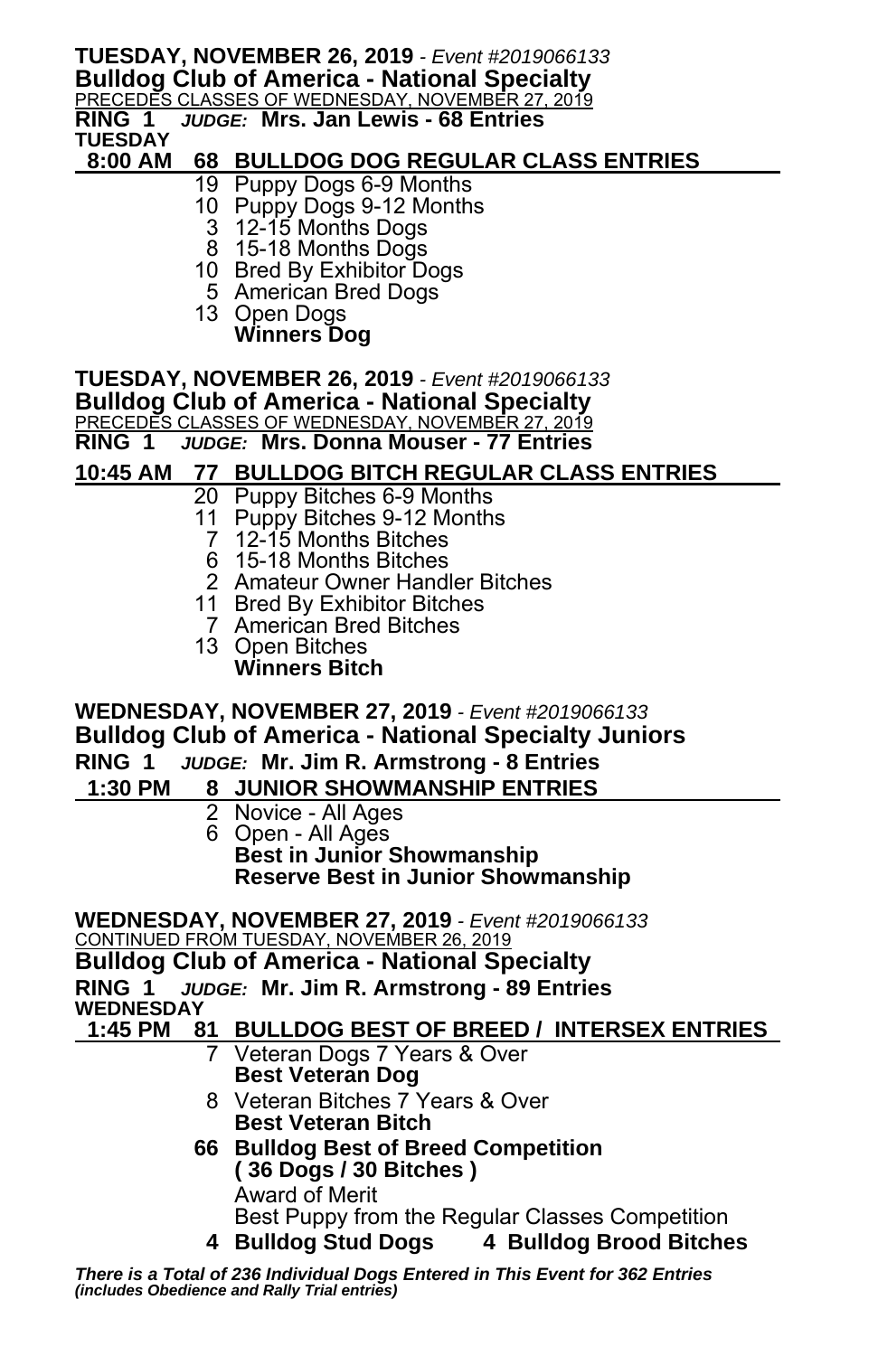**TUESDAY, NOVEMBER 26, 2019** - *Event #2019066133*
**Bulldog Club of America - National Specialty**
PRECEDES CLASSES OF WEDNESDAY, NOVEMBER 27, 2019
**RING 1** *JUDGE:* **Mrs. Jan Lewis - 68 Entries**
**TUESDAY**

**8:00 AM 68 BULLDOG DOG REGULAR CLASS ENTRIES**

- 19 Puppy Dogs 6-9 Months
- 10 Puppy Dogs 9-12 Months
- 3 12-15 Months Dogs
- 8 15-18 Months Dogs
- 10 Bred By Exhibitor Dogs
- 5 American Bred Dogs
- 13 Open Dogs

**Winners Dog**

**TUESDAY, NOVEMBER 26, 2019** - *Event #2019066133*
**Bulldog Club of America - National Specialty**
PRECEDES CLASSES OF WEDNESDAY, NOVEMBER 27, 2019
**RING 1** *JUDGE:* **Mrs. Donna Mouser - 77 Entries**

**10:45 AM 77 BULLDOG BITCH REGULAR CLASS ENTRIES**

- 20 Puppy Bitches 6-9 Months
- 11 Puppy Bitches 9-12 Months
- 7 12-15 Months Bitches
- 6 15-18 Months Bitches
- 2 Amateur Owner Handler Bitches
- 11 Bred By Exhibitor Bitches
- 7 American Bred Bitches
- 13 Open Bitches

**Winners Bitch**

**WEDNESDAY, NOVEMBER 27, 2019** - *Event #2019066133*
**Bulldog Club of America - National Specialty Juniors**
**RING 1** *JUDGE:* **Mr. Jim R. Armstrong - 8 Entries**

**1:30 PM 8 JUNIOR SHOWMANSHIP ENTRIES**

- 2 Novice - All Ages
- 6 Open - All Ages

**Best in Junior Showmanship**
**Reserve Best in Junior Showmanship**

**WEDNESDAY, NOVEMBER 27, 2019** - *Event #2019066133*
CONTINUED FROM TUESDAY, NOVEMBER 26, 2019
**Bulldog Club of America - National Specialty**
**RING 1** *JUDGE:* **Mr. Jim R. Armstrong - 89 Entries**
**WEDNESDAY**

**1:45 PM 81 BULLDOG BEST OF BREED / INTERSEX ENTRIES**

- 7 Veteran Dogs 7 Years & Over
  **Best Veteran Dog**
- 8 Veteran Bitches 7 Years & Over
  **Best Veteran Bitch**
- **66 Bulldog Best of Breed Competition**
  **( 36 Dogs / 30 Bitches )**
  Award of Merit
  Best Puppy from the Regular Classes Competition
- **4 Bulldog Stud Dogs** **4 Bulldog Brood Bitches**

***There is a Total of 236 Individual Dogs Entered in This Event for 362 Entries***
***(includes Obedience and Rally Trial entries)***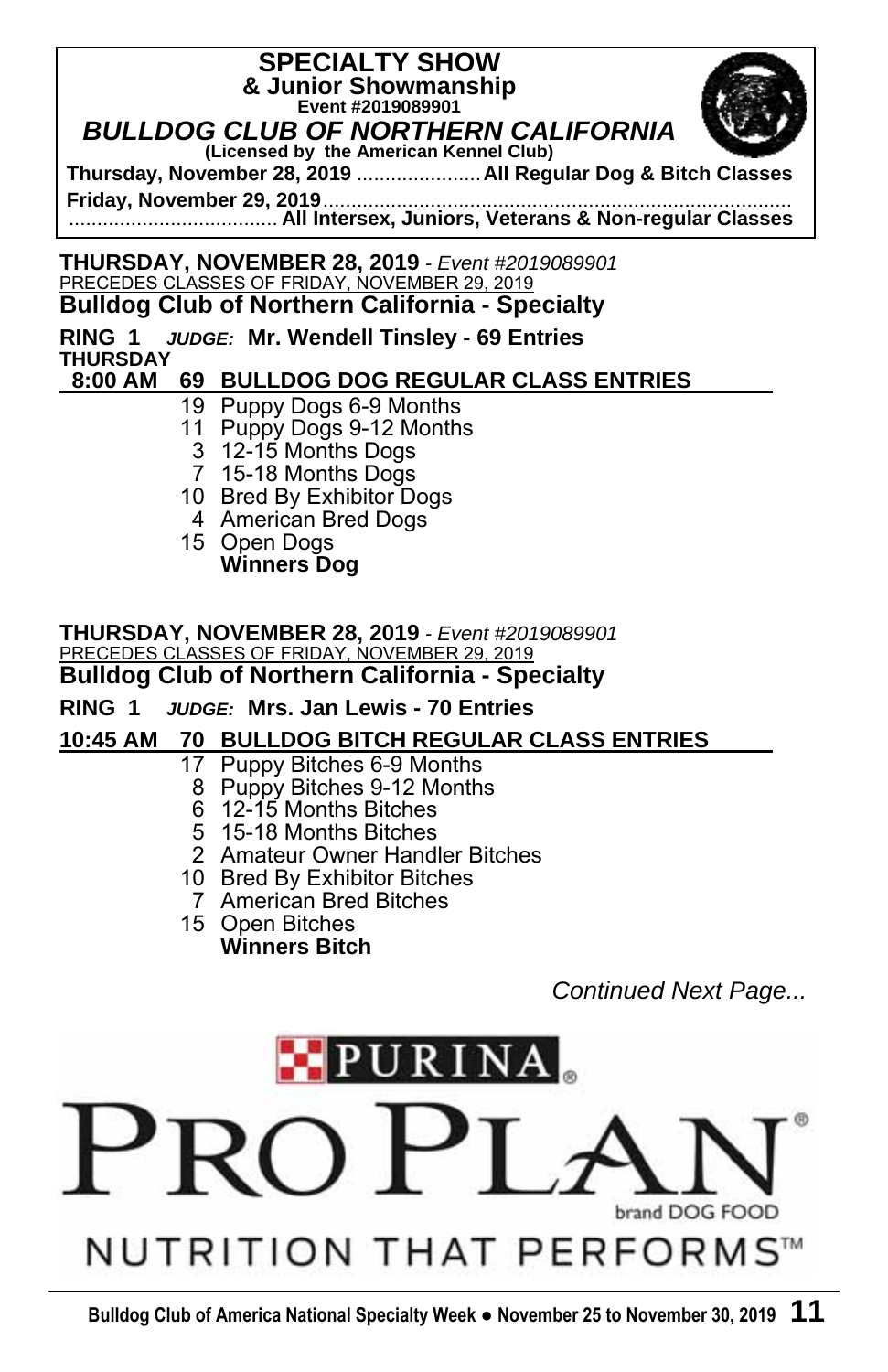# SPECIALTY SHOW
## & Junior Showmanship
**Event #2019089901**

## *BULLDOG CLUB OF NORTHERN CALIFORNIA*
**(Licensed by the American Kennel Club)**

**Thursday, November 28, 2019** ...................... **All Regular Dog & Bitch Classes**

**Friday, November 29, 2019**............................................................................................................ **All Intersex, Juniors, Veterans & Non-regular Classes**

**THURSDAY, NOVEMBER 28, 2019** - *Event #2019089901*
PRECEDES CLASSES OF FRIDAY, NOVEMBER 29, 2019
### Bulldog Club of Northern California - Specialty

**RING 1** ***JUDGE:*** **Mr. Wendell Tinsley - 69 Entries**
**THURSDAY**
**8:00 AM 69 BULLDOG DOG REGULAR CLASS ENTRIES**

- 19 Puppy Dogs 6-9 Months
- 11 Puppy Dogs 9-12 Months
- 3 12-15 Months Dogs
- 7 15-18 Months Dogs
- 10 Bred By Exhibitor Dogs
- 4 American Bred Dogs
- 15 Open Dogs

**Winners Dog**

**THURSDAY, NOVEMBER 28, 2019** - *Event #2019089901*
PRECEDES CLASSES OF FRIDAY, NOVEMBER 29, 2019
### Bulldog Club of Northern California - Specialty

**RING 1** ***JUDGE:*** **Mrs. Jan Lewis - 70 Entries**
**10:45 AM 70 BULLDOG BITCH REGULAR CLASS ENTRIES**

- 17 Puppy Bitches 6-9 Months
- 8 Puppy Bitches 9-12 Months
- 6 12-15 Months Bitches
- 5 15-18 Months Bitches
- 2 Amateur Owner Handler Bitches
- 10 Bred By Exhibitor Bitches
- 7 American Bred Bitches
- 15 Open Bitches

**Winners Bitch**

*Continued Next Page...*

PURINA PRO PLAN brand DOG FOOD
NUTRITION THAT PERFORMS™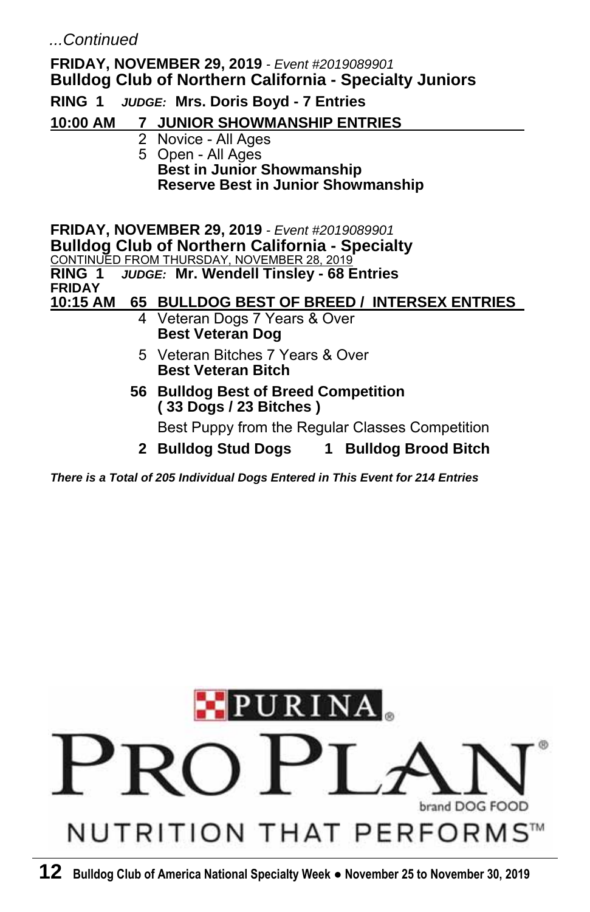*...Continued*

**FRIDAY, NOVEMBER 29, 2019** - *Event #2019089901*
**Bulldog Club of Northern California - Specialty Juniors**

**RING 1** ***JUDGE:*** **Mrs. Doris Boyd - 7 Entries**

**10:00 AM 7 JUNIOR SHOWMANSHIP ENTRIES**

2 Novice - All Ages
5 Open - All Ages
**Best in Junior Showmanship**
**Reserve Best in Junior Showmanship**

**FRIDAY, NOVEMBER 29, 2019** - *Event #2019089901*
**Bulldog Club of Northern California - Specialty**
CONTINUED FROM THURSDAY, NOVEMBER 28, 2019

**RING 1** ***JUDGE:*** **Mr. Wendell Tinsley - 68 Entries**

**FRIDAY**
**10:15 AM 65 BULLDOG BEST OF BREED / INTERSEX ENTRIES**

4 Veteran Dogs 7 Years & Over
**Best Veteran Dog**

5 Veteran Bitches 7 Years & Over
**Best Veteran Bitch**

**56 Bulldog Best of Breed Competition**
**( 33 Dogs / 23 Bitches )**

Best Puppy from the Regular Classes Competition

**2 Bulldog Stud Dogs 1 Bulldog Brood Bitch**

***There is a Total of 205 Individual Dogs Entered in This Event for 214 Entries***

PURINA
PRO PLAN
brand DOG FOOD
NUTRITION THAT PERFORMS™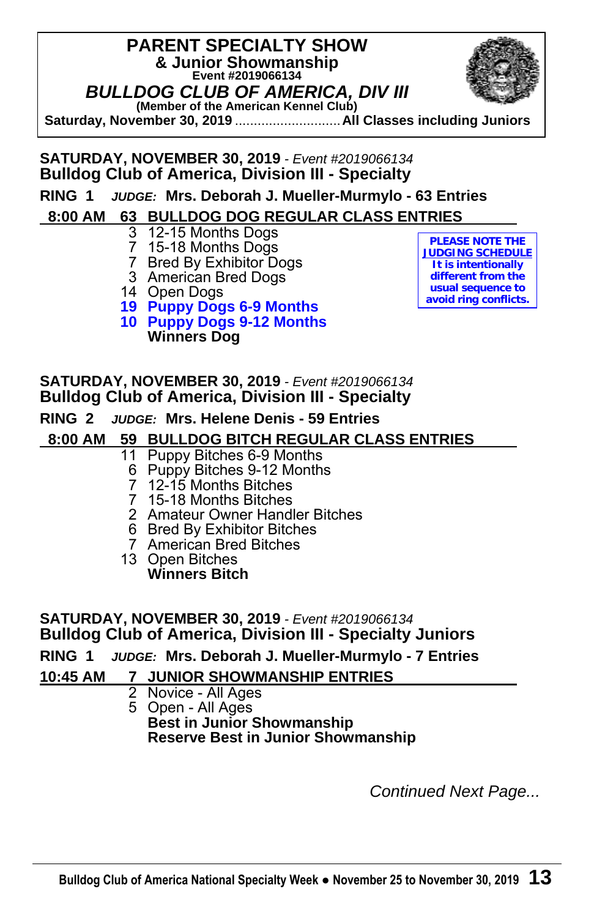# PARENT SPECIALTY SHOW
## & Junior Showmanship
**Event #2019066134**

## *BULLDOG CLUB OF AMERICA, DIV III*
**(Member of the American Kennel Club)**

**Saturday, November 30, 2019** ........................... **All Classes including Juniors**

---

**SATURDAY, NOVEMBER 30, 2019** - *Event #2019066134*
**Bulldog Club of America, Division III - Specialty**

**RING 1** ***JUDGE:*** **Mrs. Deborah J. Mueller-Murmylo - 63 Entries**

**8:00 AM 63 BULLDOG DOG REGULAR CLASS ENTRIES**

- 3 12-15 Months Dogs
- 7 15-18 Months Dogs
- 7 Bred By Exhibitor Dogs
- 3 American Bred Dogs
- 14 Open Dogs
- **19 Puppy Dogs 6-9 Months**
- **10 Puppy Dogs 9-12 Months**
- **Winners Dog**

**PLEASE NOTE THE JUDGING SCHEDULE**
**It is intentionally different from the usual sequence to avoid ring conflicts.**

---

**SATURDAY, NOVEMBER 30, 2019** - *Event #2019066134*
**Bulldog Club of America, Division III - Specialty**

**RING 2** ***JUDGE:*** **Mrs. Helene Denis - 59 Entries**

**8:00 AM 59 BULLDOG BITCH REGULAR CLASS ENTRIES**

- 11 Puppy Bitches 6-9 Months
- 6 Puppy Bitches 9-12 Months
- 7 12-15 Months Bitches
- 7 15-18 Months Bitches
- 2 Amateur Owner Handler Bitches
- 6 Bred By Exhibitor Bitches
- 7 American Bred Bitches
- 13 Open Bitches
- **Winners Bitch**

---

**SATURDAY, NOVEMBER 30, 2019** - *Event #2019066134*
**Bulldog Club of America, Division III - Specialty Juniors**

**RING 1** ***JUDGE:*** **Mrs. Deborah J. Mueller-Murmylo - 7 Entries**

**10:45 AM 7 JUNIOR SHOWMANSHIP ENTRIES**

- 2 Novice - All Ages
- 5 Open - All Ages
- **Best in Junior Showmanship**
- **Reserve Best in Junior Showmanship**

*Continued Next Page...*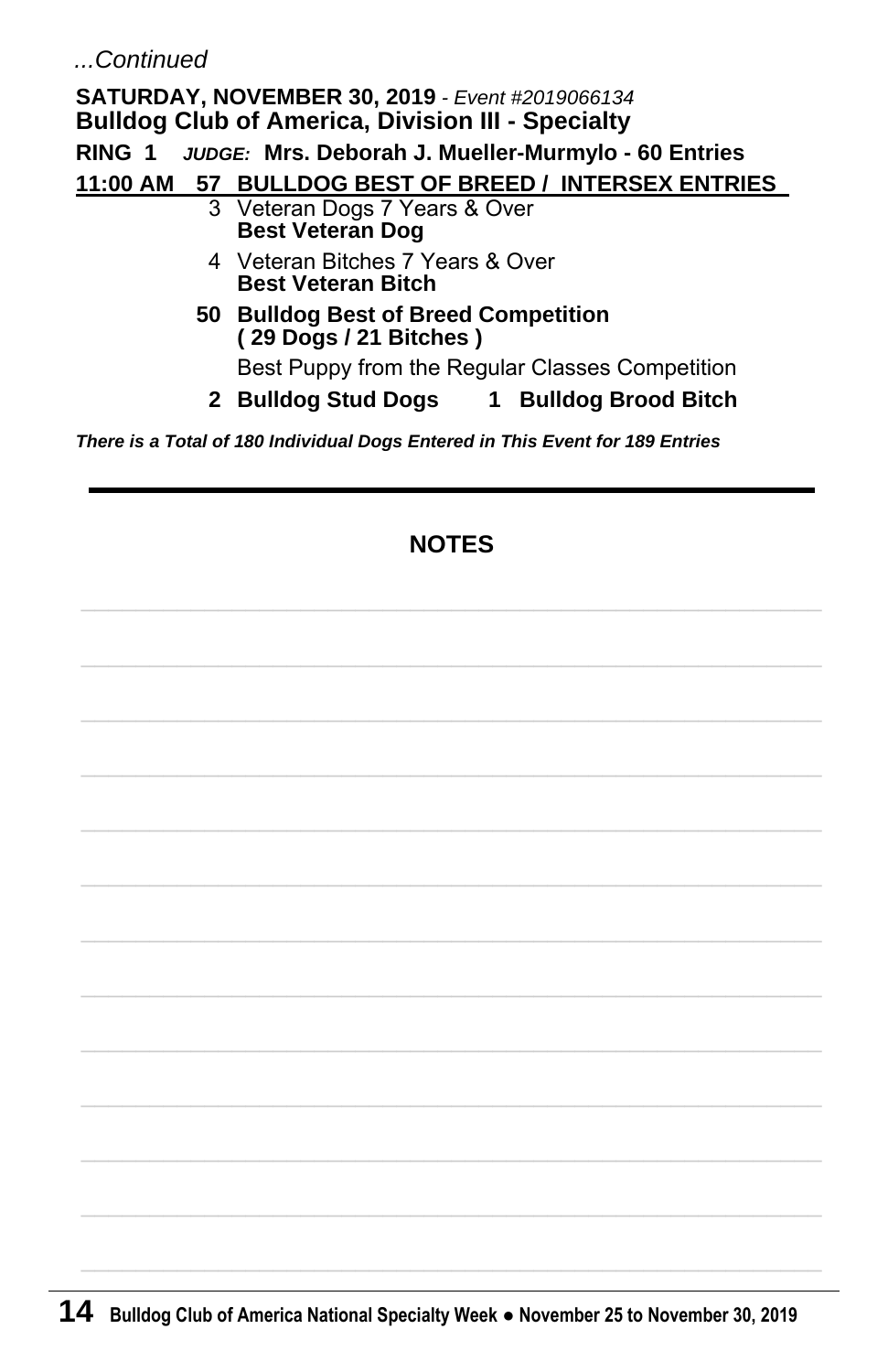*...Continued*

**SATURDAY, NOVEMBER 30, 2019** - *Event #2019066134*
**Bulldog Club of America, Division III - Specialty**

**RING 1** ***JUDGE:*** **Mrs. Deborah J. Mueller-Murmylo - 60 Entries**

**11:00 AM 57 BULLDOG BEST OF BREED / INTERSEX ENTRIES**

3 Veteran Dogs 7 Years & Over
**Best Veteran Dog**

4 Veteran Bitches 7 Years & Over
**Best Veteran Bitch**

**50 Bulldog Best of Breed Competition**
**( 29 Dogs / 21 Bitches )**

Best Puppy from the Regular Classes Competition

**2 Bulldog Stud Dogs** **1 Bulldog Brood Bitch**

***There is a Total of 180 Individual Dogs Entered in This Event for 189 Entries***

---

## NOTES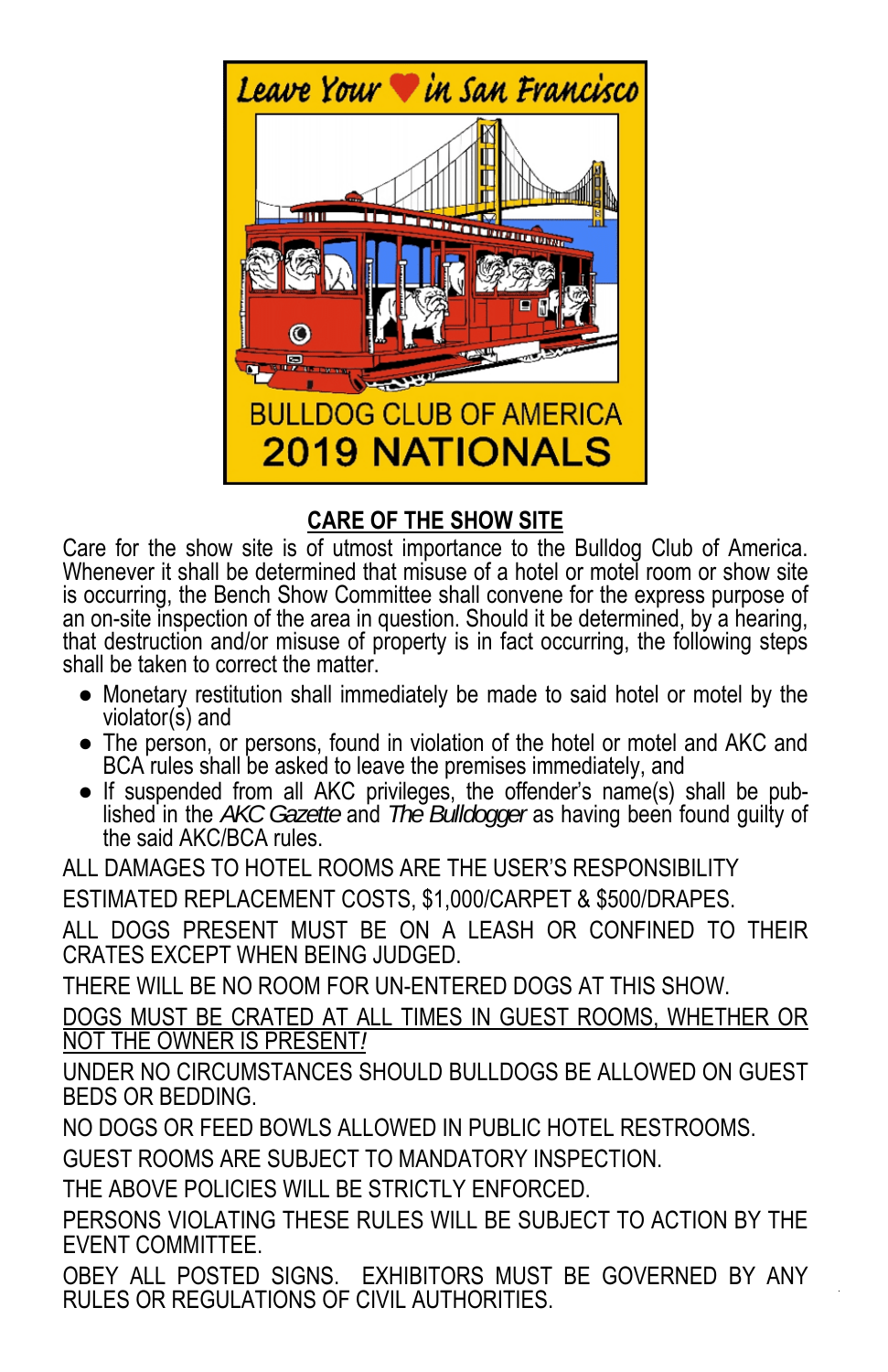Leave Your ♥ in San Francisco

BULLDOG CLUB OF AMERICA
2019 NATIONALS

## CARE OF THE SHOW SITE

Care for the show site is of utmost importance to the Bulldog Club of America. Whenever it shall be determined that misuse of a hotel or motel room or show site is occurring, the Bench Show Committee shall convene for the express purpose of an on-site inspection of the area in question. Should it be determined, by a hearing, that destruction and/or misuse of property is in fact occurring, the following steps shall be taken to correct the matter.

- Monetary restitution shall immediately be made to said hotel or motel by the violator(s) and
- The person, or persons, found in violation of the hotel or motel and AKC and BCA rules shall be asked to leave the premises immediately, and
- If suspended from all AKC privileges, the offender's name(s) shall be published in the *AKC Gazette* and *The Bulldogger* as having been found guilty of the said AKC/BCA rules.

ALL DAMAGES TO HOTEL ROOMS ARE THE USER'S RESPONSIBILITY

ESTIMATED REPLACEMENT COSTS, $1,000/CARPET & $500/DRAPES.

ALL DOGS PRESENT MUST BE ON A LEASH OR CONFINED TO THEIR CRATES EXCEPT WHEN BEING JUDGED.

THERE WILL BE NO ROOM FOR UN-ENTERED DOGS AT THIS SHOW.

<u>DOGS MUST BE CRATED AT ALL TIMES IN GUEST ROOMS, WHETHER OR NOT THE OWNER IS PRESENT!</u>

UNDER NO CIRCUMSTANCES SHOULD BULLDOGS BE ALLOWED ON GUEST BEDS OR BEDDING.

NO DOGS OR FEED BOWLS ALLOWED IN PUBLIC HOTEL RESTROOMS.

GUEST ROOMS ARE SUBJECT TO MANDATORY INSPECTION.

THE ABOVE POLICIES WILL BE STRICTLY ENFORCED.

PERSONS VIOLATING THESE RULES WILL BE SUBJECT TO ACTION BY THE EVENT COMMITTEE.

OBEY ALL POSTED SIGNS. EXHIBITORS MUST BE GOVERNED BY ANY RULES OR REGULATIONS OF CIVIL AUTHORITIES.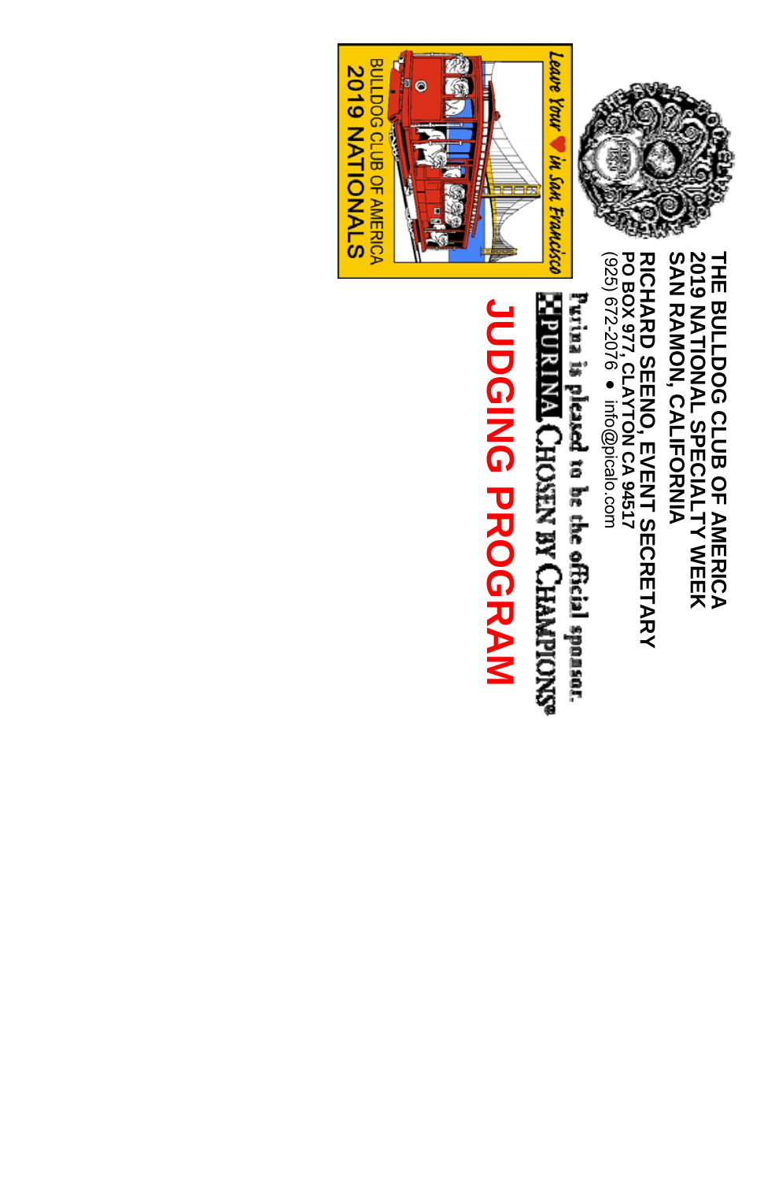THE BULLDOG CLUB OF AMERICA
2019 NATIONAL SPECIALTY WEEK
SAN RAMON, CALIFORNIA

RICHARD SEENO, EVENT SECRETARY
PO BOX 977, CLAYTON CA 94517
(925) 672-2076 • info@picalo.com

Purina is pleased to be the official sponsor.

PURINA CHOSEN BY CHAMPIONS®

# JUDGING PROGRAM

Leave Your ♥ in San Francisco

BULLDOG CLUB OF AMERICA
2019 NATIONALS